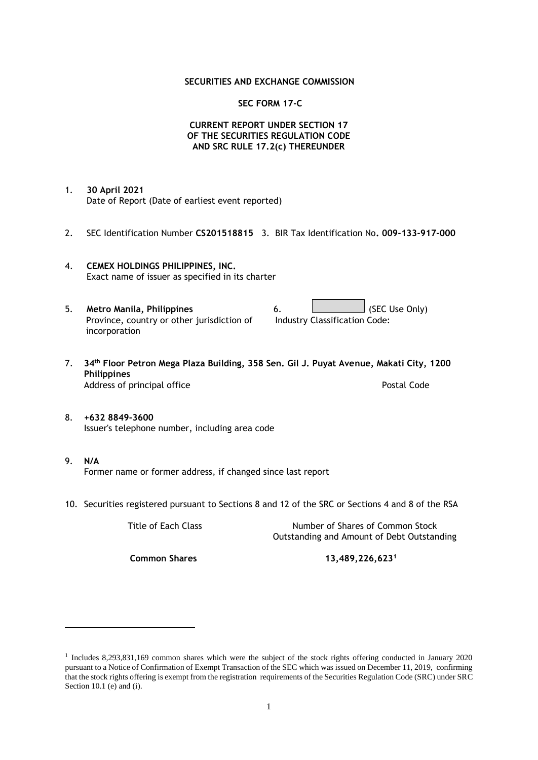**SECURITIES AND EXCHANGE COMMISSION**

**SEC FORM 17-C**

**CURRENT REPORT UNDER SECTION 17
OF THE SECURITIES REGULATION CODE
AND SRC RULE 17.2(c) THEREUNDER**

1. **30 April 2021**
   Date of Report (Date of earliest event reported)

2. SEC Identification Number **CS201518815** 3. BIR Tax Identification No**. 009-133-917-000**

4. **CEMEX HOLDINGS PHILIPPINES, INC.**
   Exact name of issuer as specified in its charter

5. **Metro Manila, Philippines**
   Province, country or other jurisdiction of incorporation

6. (SEC Use Only)
   Industry Classification Code:

7. **34th Floor Petron Mega Plaza Building, 358 Sen. Gil J. Puyat Avenue, Makati City, 1200 Philippines**
   Address of principal office — Postal Code

8. **+632 8849-3600**
   Issuer's telephone number, including area code

9. **N/A**
   Former name or former address, if changed since last report

10. Securities registered pursuant to Sections 8 and 12 of the SRC or Sections 4 and 8 of the RSA

| Title of Each Class | Number of Shares of Common Stock Outstanding and Amount of Debt Outstanding |
|---|---|
| **Common Shares** | **13,489,226,623[1]** |

---

[1] Includes 8,293,831,169 common shares which were the subject of the stock rights offering conducted in January 2020 pursuant to a Notice of Confirmation of Exempt Transaction of the SEC which was issued on December 11, 2019, confirming that the stock rights offering is exempt from the registration requirements of the Securities Regulation Code (SRC) under SRC Section 10.1 (e) and (i).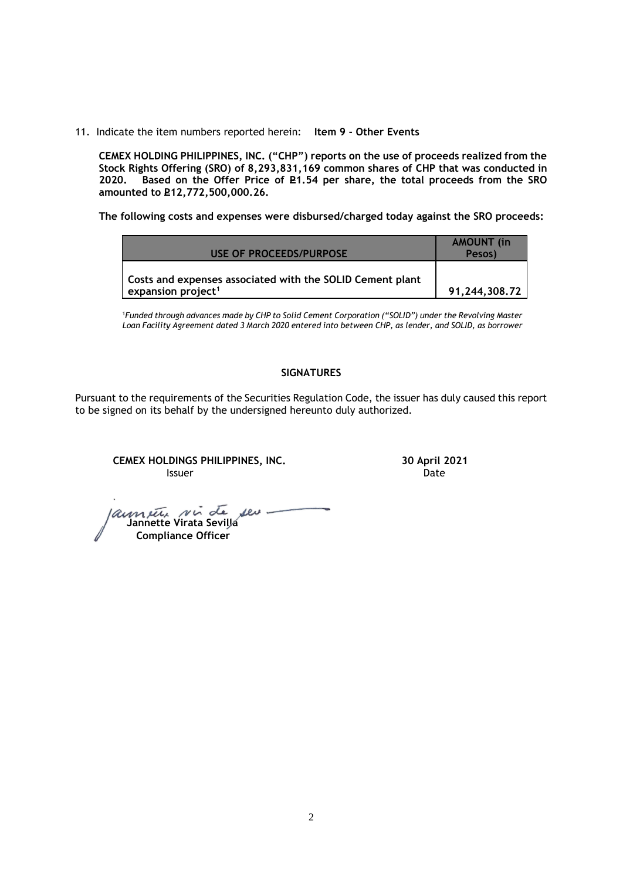11. Indicate the item numbers reported herein: **Item 9 - Other Events**

**CEMEX HOLDING PHILIPPINES, INC. ("CHP") reports on the use of proceeds realized from the Stock Rights Offering (SRO) of 8,293,831,169 common shares of CHP that was conducted in 2020. Based on the Offer Price of ₽1.54 per share, the total proceeds from the SRO amounted to ₽12,772,500,000.26.**

**The following costs and expenses were disbursed/charged today against the SRO proceeds:**

| USE OF PROCEEDS/PURPOSE | AMOUNT (in Pesos) |
|---|---|
| Costs and expenses associated with the SOLID Cement plant expansion project[1] | 91,244,308.72 |

[1]*Funded through advances made by CHP to Solid Cement Corporation ("SOLID") under the Revolving Master Loan Facility Agreement dated 3 March 2020 entered into between CHP, as lender, and SOLID, as borrower*

**SIGNATURES**

Pursuant to the requirements of the Securities Regulation Code, the issuer has duly caused this report to be signed on its behalf by the undersigned hereunto duly authorized.

**CEMEX HOLDINGS PHILIPPINES, INC.**
Issuer

**30 April 2021**
Date

**Jannette Virata Sevilla**
**Compliance Officer**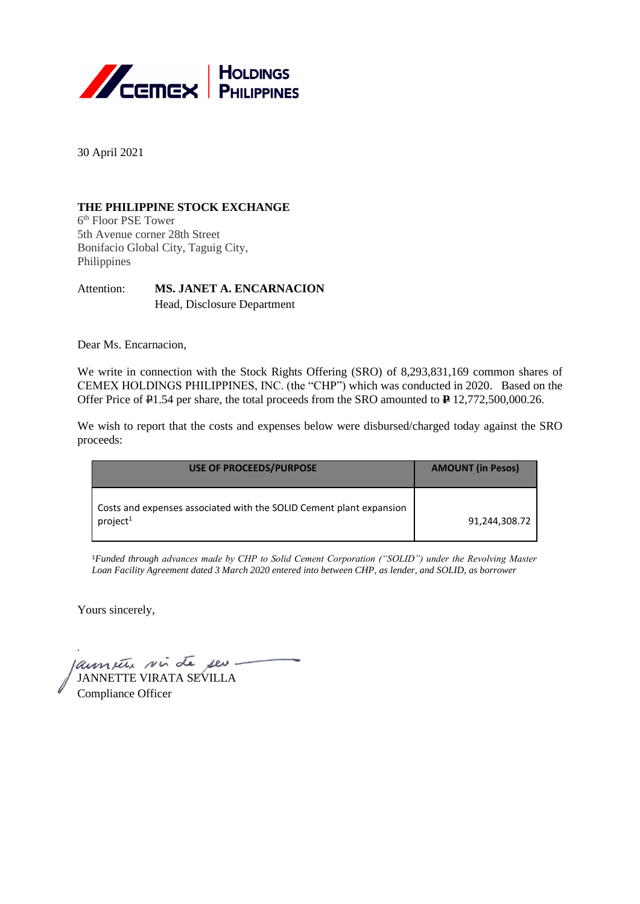**CEMEX | HOLDINGS PHILIPPINES**

30 April 2021

**THE PHILIPPINE STOCK EXCHANGE**
6th Floor PSE Tower
5th Avenue corner 28th Street
Bonifacio Global City, Taguig City,
Philippines

Attention: **MS. JANET A. ENCARNACION**
Head, Disclosure Department

Dear Ms. Encarnacion,

We write in connection with the Stock Rights Offering (SRO) of 8,293,831,169 common shares of CEMEX HOLDINGS PHILIPPINES, INC. (the "CHP") which was conducted in 2020. Based on the Offer Price of ₱1.54 per share, the total proceeds from the SRO amounted to **₱** 12,772,500,000.26.

We wish to report that the costs and expenses below were disbursed/charged today against the SRO proceeds:

| USE OF PROCEEDS/PURPOSE | AMOUNT (in Pesos) |
|---|---|
| Costs and expenses associated with the SOLID Cement plant expansion project[1] | 91,244,308.72 |

[1]*Funded through advances made by CHP to Solid Cement Corporation ("SOLID") under the Revolving Master Loan Facility Agreement dated 3 March 2020 entered into between CHP, as lender, and SOLID, as borrower*

Yours sincerely,

JANNETTE VIRATA SEVILLA
Compliance Officer